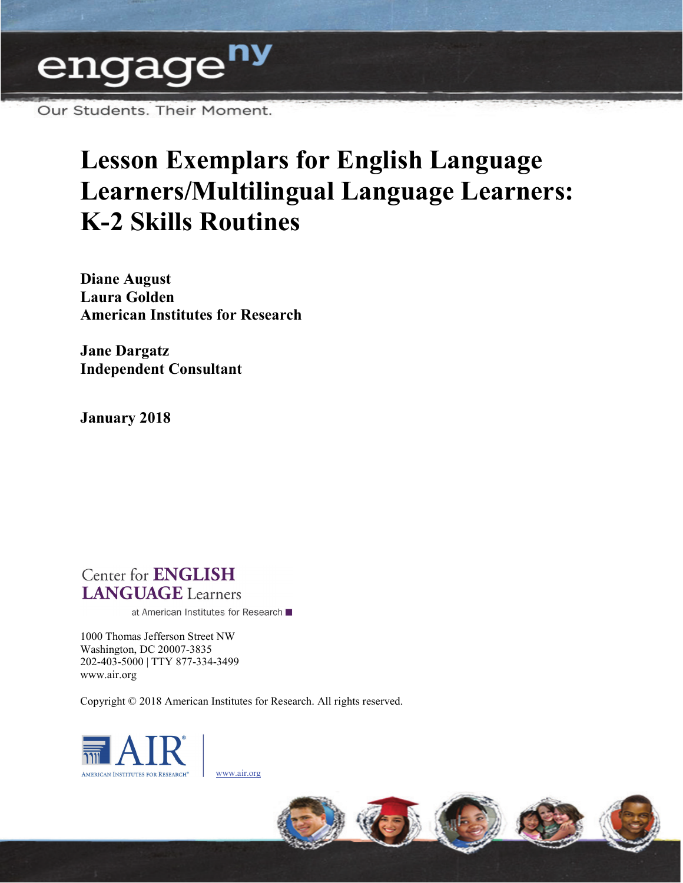engage^ny

Our Students. Their Moment.

# Lesson Exemplars for English Language Learners/Multilingual Language Learners: K-2 Skills Routines

**Diane August**
**Laura Golden**
**American Institutes for Research**

**Jane Dargatz**
**Independent Consultant**

**January 2018**

Center for ENGLISH LANGUAGE Learners at American Institutes for Research

1000 Thomas Jefferson Street NW
Washington, DC 20007-3835
202-403-5000 | TTY 877-334-3499
www.air.org

Copyright © 2018 American Institutes for Research. All rights reserved.

AIR American Institutes for Research® | www.air.org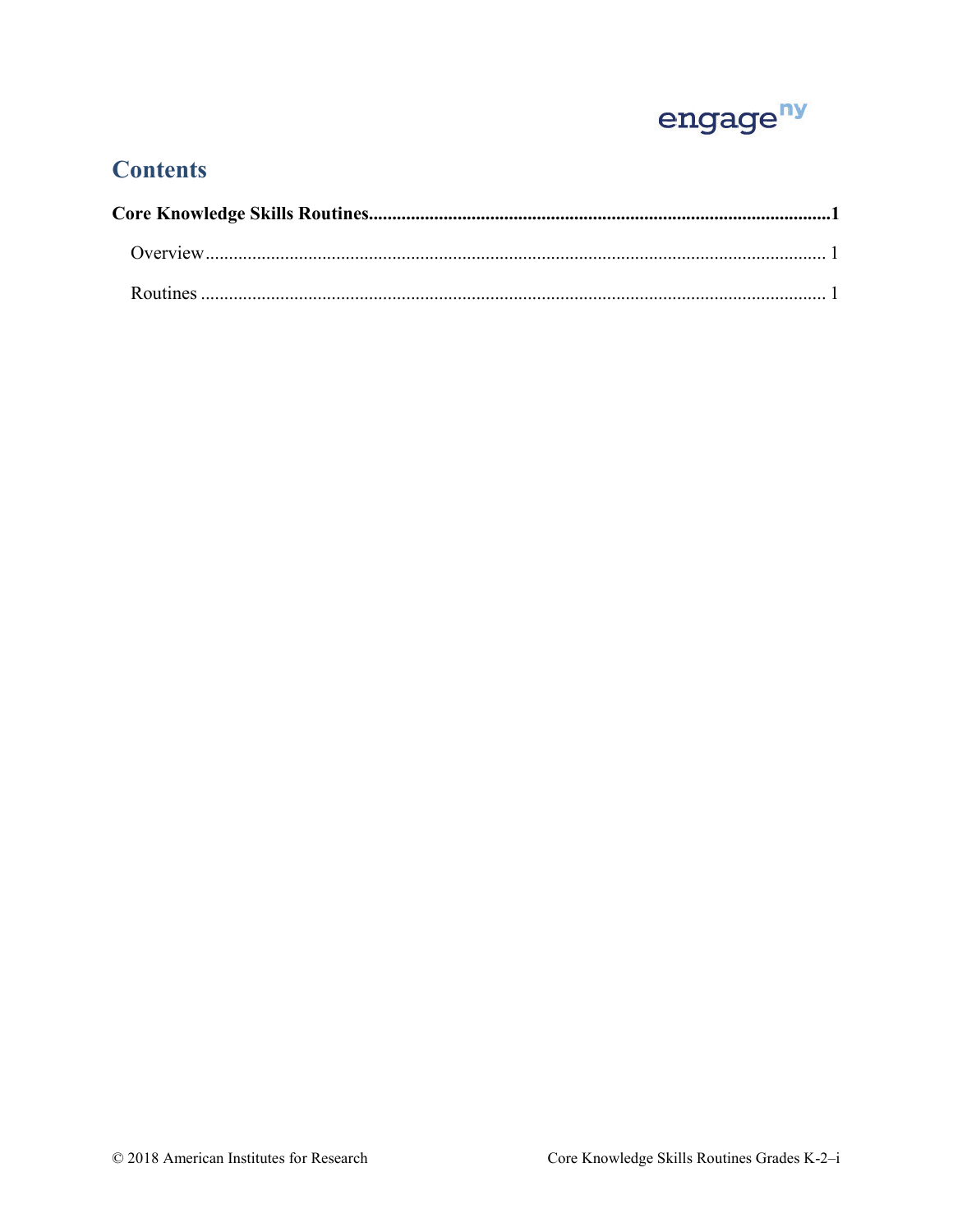# Contents

**Core Knowledge Skills Routines....................................................................................................1**

Overview..................................................................................................................................... 1

Routines ..................................................................................................................................... 1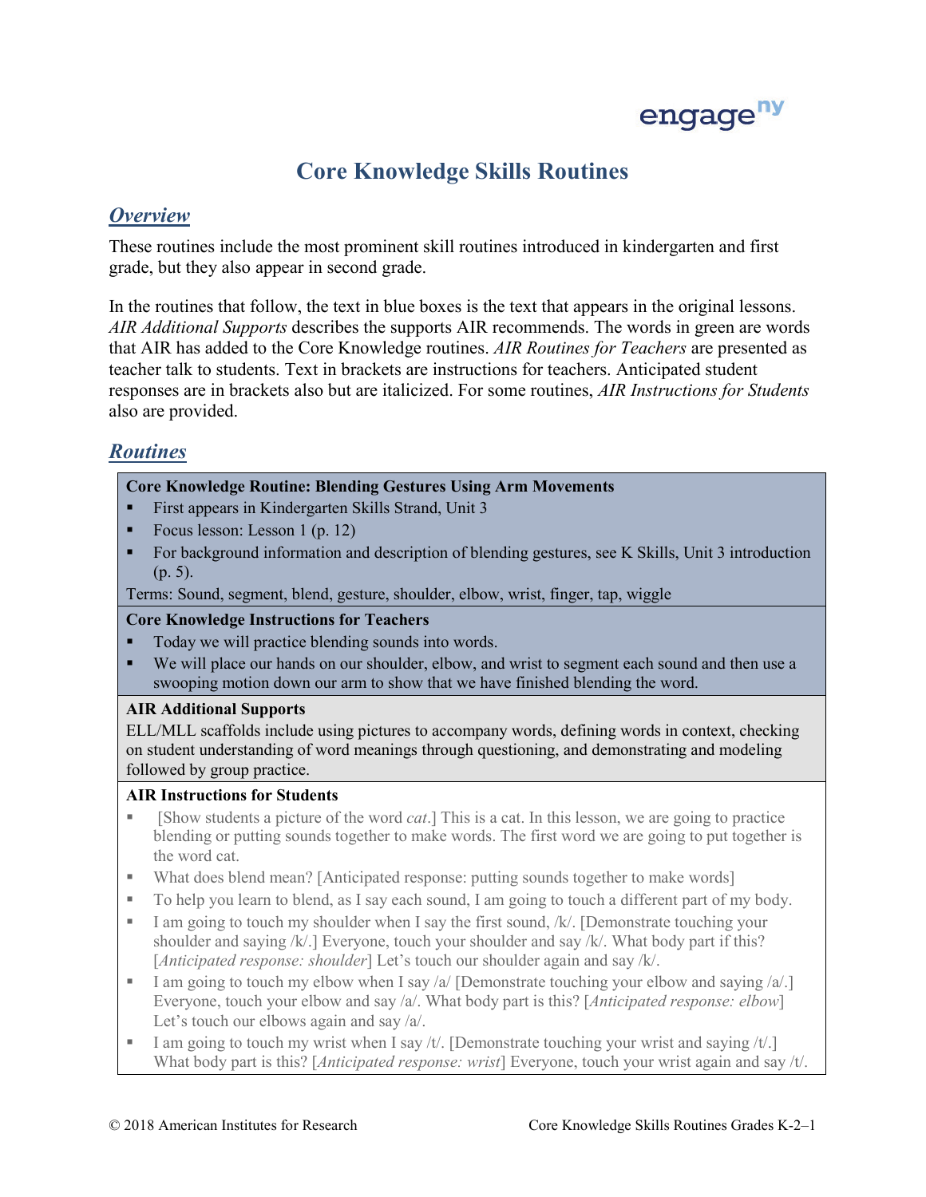# Core Knowledge Skills Routines

## *Overview*

These routines include the most prominent skill routines introduced in kindergarten and first grade, but they also appear in second grade.

In the routines that follow, the text in blue boxes is the text that appears in the original lessons. *AIR Additional Supports* describes the supports AIR recommends. The words in green are words that AIR has added to the Core Knowledge routines. *AIR Routines for Teachers* are presented as teacher talk to students. Text in brackets are instructions for teachers. Anticipated student responses are in brackets also but are italicized. For some routines, *AIR Instructions for Students* also are provided.

## *Routines*

**Core Knowledge Routine: Blending Gestures Using Arm Movements**

- First appears in Kindergarten Skills Strand, Unit 3
- Focus lesson: Lesson 1 (p. 12)
- For background information and description of blending gestures, see K Skills, Unit 3 introduction (p. 5).

Terms: Sound, segment, blend, gesture, shoulder, elbow, wrist, finger, tap, wiggle

**Core Knowledge Instructions for Teachers**

- Today we will practice blending sounds into words.
- We will place our hands on our shoulder, elbow, and wrist to segment each sound and then use a swooping motion down our arm to show that we have finished blending the word.

**AIR Additional Supports**

ELL/MLL scaffolds include using pictures to accompany words, defining words in context, checking on student understanding of word meanings through questioning, and demonstrating and modeling followed by group practice.

**AIR Instructions for Students**

- [Show students a picture of the word *cat*.] This is a cat. In this lesson, we are going to practice blending or putting sounds together to make words. The first word we are going to put together is the word cat.
- What does blend mean? [Anticipated response: putting sounds together to make words]
- To help you learn to blend, as I say each sound, I am going to touch a different part of my body.
- I am going to touch my shoulder when I say the first sound, /k/. [Demonstrate touching your shoulder and saying /k/.] Everyone, touch your shoulder and say /k/. What body part if this? [*Anticipated response: shoulder*] Let's touch our shoulder again and say /k/.
- I am going to touch my elbow when I say /a/ [Demonstrate touching your elbow and saying /a/.] Everyone, touch your elbow and say /a/. What body part is this? [*Anticipated response: elbow*] Let's touch our elbows again and say /a/.
- I am going to touch my wrist when I say /t/. [Demonstrate touching your wrist and saying /t/.] What body part is this? [*Anticipated response: wrist*] Everyone, touch your wrist again and say /t/.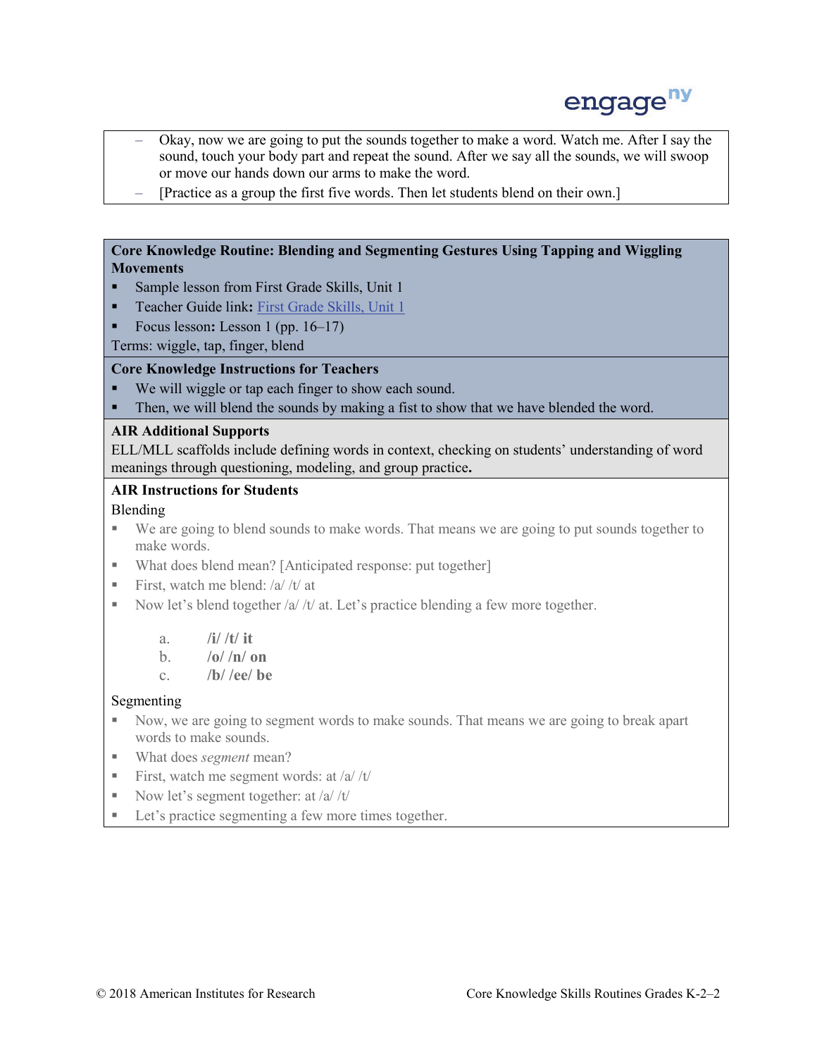- Okay, now we are going to put the sounds together to make a word. Watch me. After I say the sound, touch your body part and repeat the sound. After we say all the sounds, we will swoop or move our hands down our arms to make the word.
- [Practice as a group the first five words. Then let students blend on their own.]

**Core Knowledge Routine: Blending and Segmenting Gestures Using Tapping and Wiggling Movements**

- Sample lesson from First Grade Skills, Unit 1
- Teacher Guide link**:** First Grade Skills, Unit 1
- Focus lesson**:** Lesson 1 (pp. 16–17)

Terms: wiggle, tap, finger, blend

**Core Knowledge Instructions for Teachers**

- We will wiggle or tap each finger to show each sound.
- Then, we will blend the sounds by making a fist to show that we have blended the word.

**AIR Additional Supports**

ELL/MLL scaffolds include defining words in context, checking on students' understanding of word meanings through questioning, modeling, and group practice**.**

**AIR Instructions for Students**

Blending

- We are going to blend sounds to make words. That means we are going to put sounds together to make words.
- What does blend mean? [Anticipated response: put together]
- First, watch me blend: /a/ /t/ at
- Now let's blend together /a/ /t/ at. Let's practice blending a few more together.

  a. **/i/ /t/ it**
  b. **/o/ /n/ on**
  c. **/b/ /ee/ be**

Segmenting

- Now, we are going to segment words to make sounds. That means we are going to break apart words to make sounds.
- What does *segment* mean?
- First, watch me segment words: at /a/ /t/
- Now let's segment together: at /a/ /t/
- Let's practice segmenting a few more times together.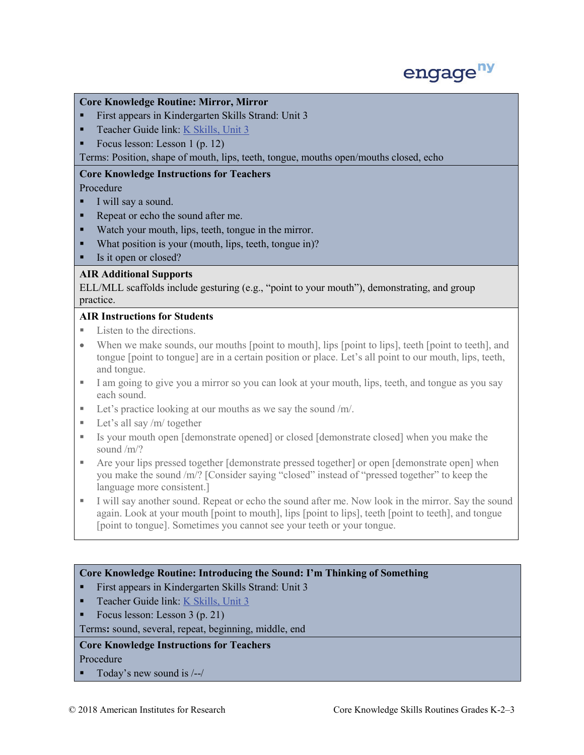**Core Knowledge Routine: Mirror, Mirror**

- First appears in Kindergarten Skills Strand: Unit 3
- Teacher Guide link: K Skills, Unit 3
- Focus lesson: Lesson 1 (p. 12)

Terms: Position, shape of mouth, lips, teeth, tongue, mouths open/mouths closed, echo

**Core Knowledge Instructions for Teachers**

Procedure

- I will say a sound.
- Repeat or echo the sound after me.
- Watch your mouth, lips, teeth, tongue in the mirror.
- What position is your (mouth, lips, teeth, tongue in)?
- Is it open or closed?

**AIR Additional Supports**

ELL/MLL scaffolds include gesturing (e.g., "point to your mouth"), demonstrating, and group practice.

**AIR Instructions for Students**

- Listen to the directions.
- When we make sounds, our mouths [point to mouth], lips [point to lips], teeth [point to teeth], and tongue [point to tongue] are in a certain position or place. Let's all point to our mouth, lips, teeth, and tongue.
- I am going to give you a mirror so you can look at your mouth, lips, teeth, and tongue as you say each sound.
- Let's practice looking at our mouths as we say the sound /m/.
- Let's all say /m/ together
- Is your mouth open [demonstrate opened] or closed [demonstrate closed] when you make the sound /m/?
- Are your lips pressed together [demonstrate pressed together] or open [demonstrate open] when you make the sound /m/? [Consider saying "closed" instead of "pressed together" to keep the language more consistent.]
- I will say another sound. Repeat or echo the sound after me. Now look in the mirror. Say the sound again. Look at your mouth [point to mouth], lips [point to lips], teeth [point to teeth], and tongue [point to tongue]. Sometimes you cannot see your teeth or your tongue.

**Core Knowledge Routine: Introducing the Sound: I'm Thinking of Something**

- First appears in Kindergarten Skills Strand: Unit 3
- Teacher Guide link: K Skills, Unit 3
- Focus lesson: Lesson 3 (p. 21)

Terms**:** sound, several, repeat, beginning, middle, end

**Core Knowledge Instructions for Teachers**

Procedure

- Today's new sound is /--/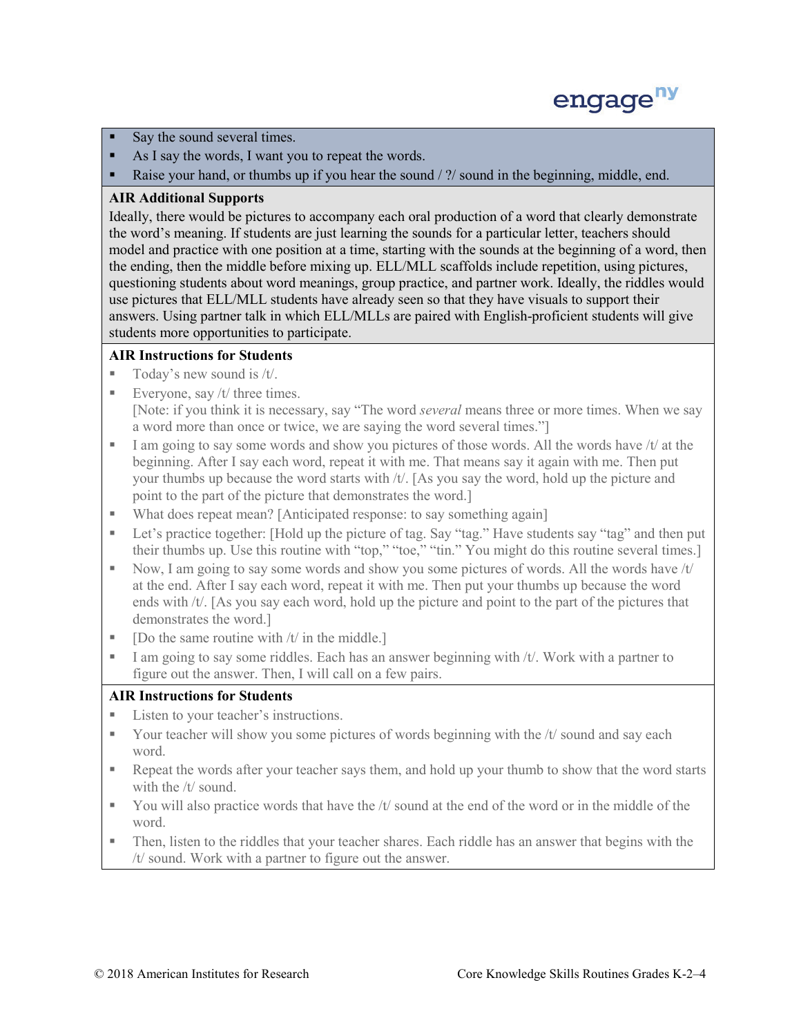- Say the sound several times.
- As I say the words, I want you to repeat the words.
- Raise your hand, or thumbs up if you hear the sound / ?/ sound in the beginning, middle, end.

**AIR Additional Supports**

Ideally, there would be pictures to accompany each oral production of a word that clearly demonstrate the word's meaning. If students are just learning the sounds for a particular letter, teachers should model and practice with one position at a time, starting with the sounds at the beginning of a word, then the ending, then the middle before mixing up. ELL/MLL scaffolds include repetition, using pictures, questioning students about word meanings, group practice, and partner work. Ideally, the riddles would use pictures that ELL/MLL students have already seen so that they have visuals to support their answers. Using partner talk in which ELL/MLLs are paired with English-proficient students will give students more opportunities to participate.

**AIR Instructions for Students**

- Today's new sound is /t/.
- Everyone, say /t/ three times.
  [Note: if you think it is necessary, say "The word *several* means three or more times. When we say a word more than once or twice, we are saying the word several times."]
- I am going to say some words and show you pictures of those words. All the words have /t/ at the beginning. After I say each word, repeat it with me. That means say it again with me. Then put your thumbs up because the word starts with /t/. [As you say the word, hold up the picture and point to the part of the picture that demonstrates the word.]
- What does repeat mean? [Anticipated response: to say something again]
- Let's practice together: [Hold up the picture of tag. Say "tag." Have students say "tag" and then put their thumbs up. Use this routine with "top," "toe," "tin." You might do this routine several times.]
- Now, I am going to say some words and show you some pictures of words. All the words have /t/ at the end. After I say each word, repeat it with me. Then put your thumbs up because the word ends with /t/. [As you say each word, hold up the picture and point to the part of the pictures that demonstrates the word.]
- [Do the same routine with /t/ in the middle.]
- I am going to say some riddles. Each has an answer beginning with /t/. Work with a partner to figure out the answer. Then, I will call on a few pairs.

**AIR Instructions for Students**

- Listen to your teacher's instructions.
- Your teacher will show you some pictures of words beginning with the /t/ sound and say each word.
- Repeat the words after your teacher says them, and hold up your thumb to show that the word starts with the /t/ sound.
- You will also practice words that have the /t/ sound at the end of the word or in the middle of the word.
- Then, listen to the riddles that your teacher shares. Each riddle has an answer that begins with the /t/ sound. Work with a partner to figure out the answer.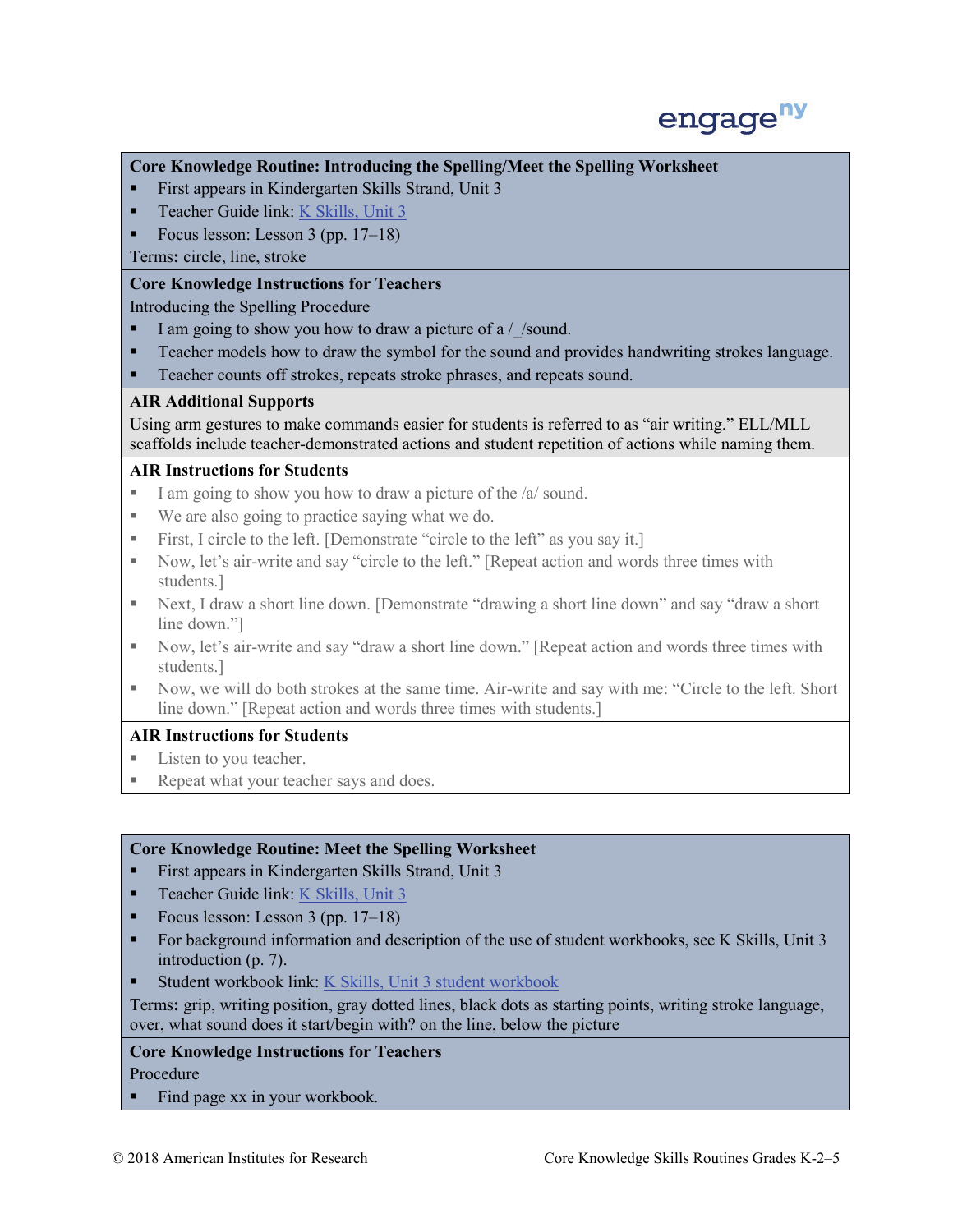**Core Knowledge Routine: Introducing the Spelling/Meet the Spelling Worksheet**

- First appears in Kindergarten Skills Strand, Unit 3
- Teacher Guide link: K Skills, Unit 3
- Focus lesson: Lesson 3 (pp. 17–18)

Terms**:** circle, line, stroke

**Core Knowledge Instructions for Teachers**

Introducing the Spelling Procedure

- I am going to show you how to draw a picture of a /_/sound.
- Teacher models how to draw the symbol for the sound and provides handwriting strokes language.
- Teacher counts off strokes, repeats stroke phrases, and repeats sound.

**AIR Additional Supports**

Using arm gestures to make commands easier for students is referred to as "air writing." ELL/MLL scaffolds include teacher-demonstrated actions and student repetition of actions while naming them.

**AIR Instructions for Students**

- I am going to show you how to draw a picture of the /a/ sound.
- We are also going to practice saying what we do.
- First, I circle to the left. [Demonstrate "circle to the left" as you say it.]
- Now, let's air-write and say "circle to the left." [Repeat action and words three times with students.]
- Next, I draw a short line down. [Demonstrate "drawing a short line down" and say "draw a short line down."]
- Now, let's air-write and say "draw a short line down." [Repeat action and words three times with students.]
- Now, we will do both strokes at the same time. Air-write and say with me: "Circle to the left. Short line down." [Repeat action and words three times with students.]

**AIR Instructions for Students**

- Listen to you teacher.
- Repeat what your teacher says and does.

**Core Knowledge Routine: Meet the Spelling Worksheet**

- First appears in Kindergarten Skills Strand, Unit 3
- Teacher Guide link: K Skills, Unit 3
- Focus lesson: Lesson 3 (pp. 17–18)
- For background information and description of the use of student workbooks, see K Skills, Unit 3 introduction (p. 7).
- Student workbook link: K Skills, Unit 3 student workbook

Terms**:** grip, writing position, gray dotted lines, black dots as starting points, writing stroke language, over, what sound does it start/begin with? on the line, below the picture

**Core Knowledge Instructions for Teachers**

Procedure

- Find page xx in your workbook.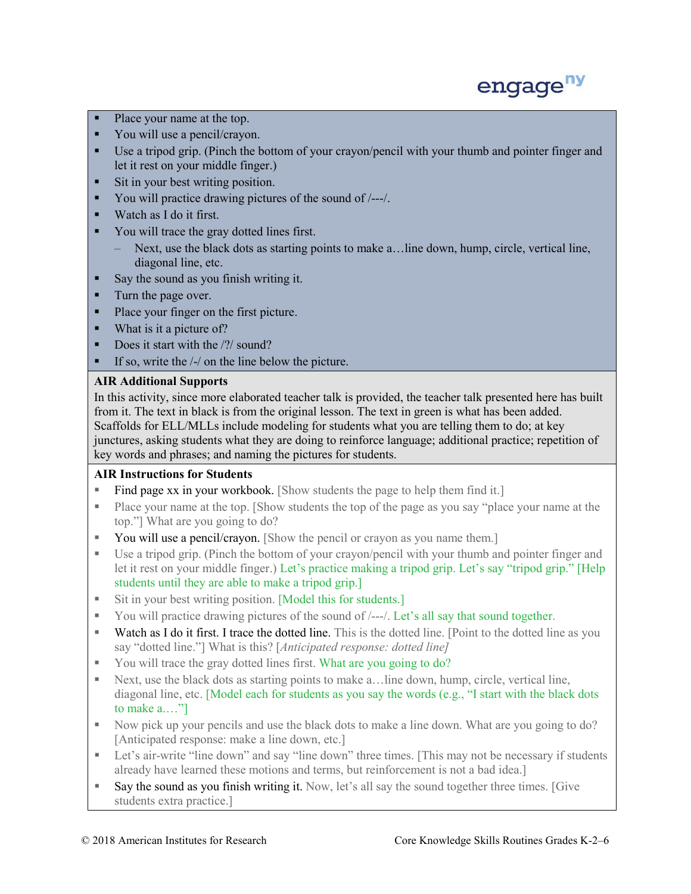- Place your name at the top.
- You will use a pencil/crayon.
- Use a tripod grip. (Pinch the bottom of your crayon/pencil with your thumb and pointer finger and let it rest on your middle finger.)
- Sit in your best writing position.
- You will practice drawing pictures of the sound of /---/.
- Watch as I do it first.
- You will trace the gray dotted lines first.
  - Next, use the black dots as starting points to make a…line down, hump, circle, vertical line, diagonal line, etc.
- Say the sound as you finish writing it.
- Turn the page over.
- Place your finger on the first picture.
- What is it a picture of?
- Does it start with the /?/ sound?
- If so, write the /-/ on the line below the picture.

**AIR Additional Supports**

In this activity, since more elaborated teacher talk is provided, the teacher talk presented here has built from it. The text in black is from the original lesson. The text in green is what has been added. Scaffolds for ELL/MLLs include modeling for students what you are telling them to do; at key junctures, asking students what they are doing to reinforce language; additional practice; repetition of key words and phrases; and naming the pictures for students.

**AIR Instructions for Students**

- Find page xx in your workbook. [Show students the page to help them find it.]
- Place your name at the top. [Show students the top of the page as you say "place your name at the top."] What are you going to do?
- You will use a pencil/crayon. [Show the pencil or crayon as you name them.]
- Use a tripod grip. (Pinch the bottom of your crayon/pencil with your thumb and pointer finger and let it rest on your middle finger.) Let's practice making a tripod grip. Let's say "tripod grip." [Help students until they are able to make a tripod grip.]
- Sit in your best writing position. [Model this for students.]
- You will practice drawing pictures of the sound of /---/. Let's all say that sound together.
- Watch as I do it first. I trace the dotted line. This is the dotted line. [Point to the dotted line as you say "dotted line."] What is this? [*Anticipated response: dotted line]*
- You will trace the gray dotted lines first. What are you going to do?
- Next, use the black dots as starting points to make a…line down, hump, circle, vertical line, diagonal line, etc. [Model each for students as you say the words (e.g., "I start with the black dots to make a.…"]
- Now pick up your pencils and use the black dots to make a line down. What are you going to do? [Anticipated response: make a line down, etc.]
- Let's air-write "line down" and say "line down" three times. [This may not be necessary if students already have learned these motions and terms, but reinforcement is not a bad idea.]
- Say the sound as you finish writing it. Now, let's all say the sound together three times. [Give students extra practice.]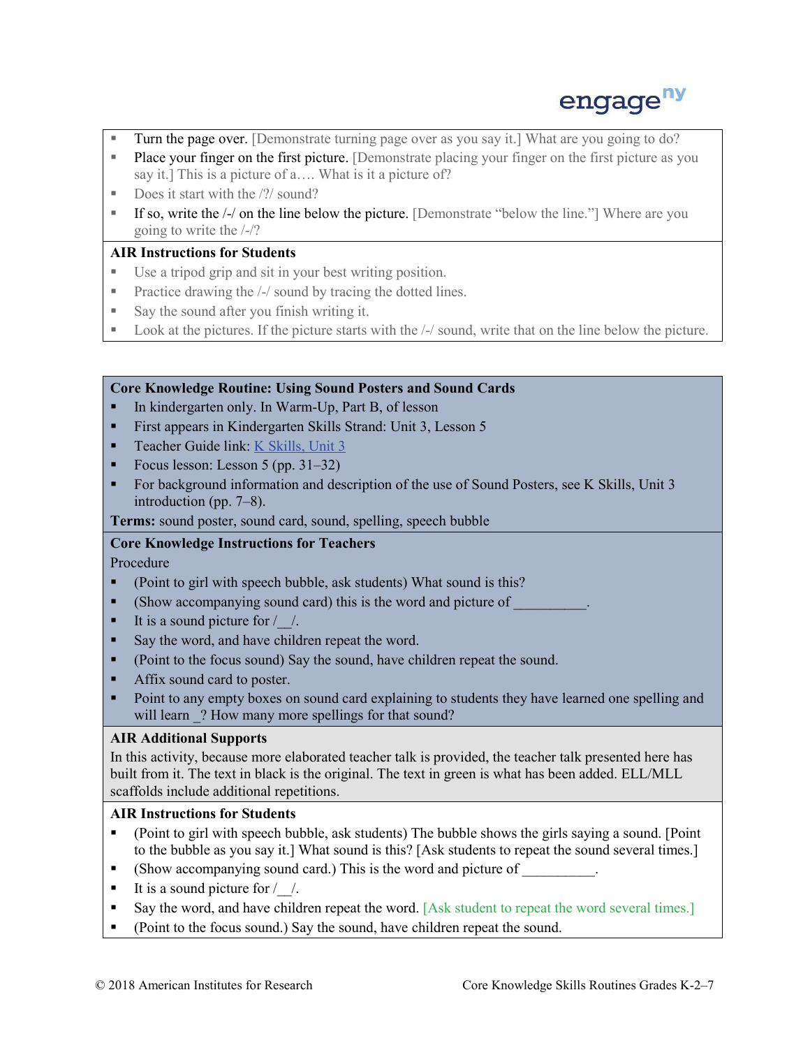- Turn the page over. [Demonstrate turning page over as you say it.] What are you going to do?
- Place your finger on the first picture. [Demonstrate placing your finger on the first picture as you say it.] This is a picture of a…. What is it a picture of?
- Does it start with the /?/ sound?
- If so, write the /-/ on the line below the picture. [Demonstrate "below the line."] Where are you going to write the /-/?

**AIR Instructions for Students**

- Use a tripod grip and sit in your best writing position.
- Practice drawing the /-/ sound by tracing the dotted lines.
- Say the sound after you finish writing it.
- Look at the pictures. If the picture starts with the /-/ sound, write that on the line below the picture.

**Core Knowledge Routine: Using Sound Posters and Sound Cards**

- In kindergarten only. In Warm-Up, Part B, of lesson
- First appears in Kindergarten Skills Strand: Unit 3, Lesson 5
- Teacher Guide link: K Skills, Unit 3
- Focus lesson: Lesson 5 (pp. 31–32)
- For background information and description of the use of Sound Posters, see K Skills, Unit 3 introduction (pp. 7–8).

**Terms:** sound poster, sound card, sound, spelling, speech bubble

**Core Knowledge Instructions for Teachers**

Procedure

- (Point to girl with speech bubble, ask students) What sound is this?
- (Show accompanying sound card) this is the word and picture of __________.
- It is a sound picture for /__/.
- Say the word, and have children repeat the word.
- (Point to the focus sound) Say the sound, have children repeat the sound.
- Affix sound card to poster.
- Point to any empty boxes on sound card explaining to students they have learned one spelling and will learn _? How many more spellings for that sound?

**AIR Additional Supports**

In this activity, because more elaborated teacher talk is provided, the teacher talk presented here has built from it. The text in black is the original. The text in green is what has been added. ELL/MLL scaffolds include additional repetitions.

**AIR Instructions for Students**

- (Point to girl with speech bubble, ask students) The bubble shows the girls saying a sound. [Point to the bubble as you say it.] What sound is this? [Ask students to repeat the sound several times.]
- (Show accompanying sound card.) This is the word and picture of __________.
- It is a sound picture for /__/.
- Say the word, and have children repeat the word. [Ask student to repeat the word several times.]
- (Point to the focus sound.) Say the sound, have children repeat the sound.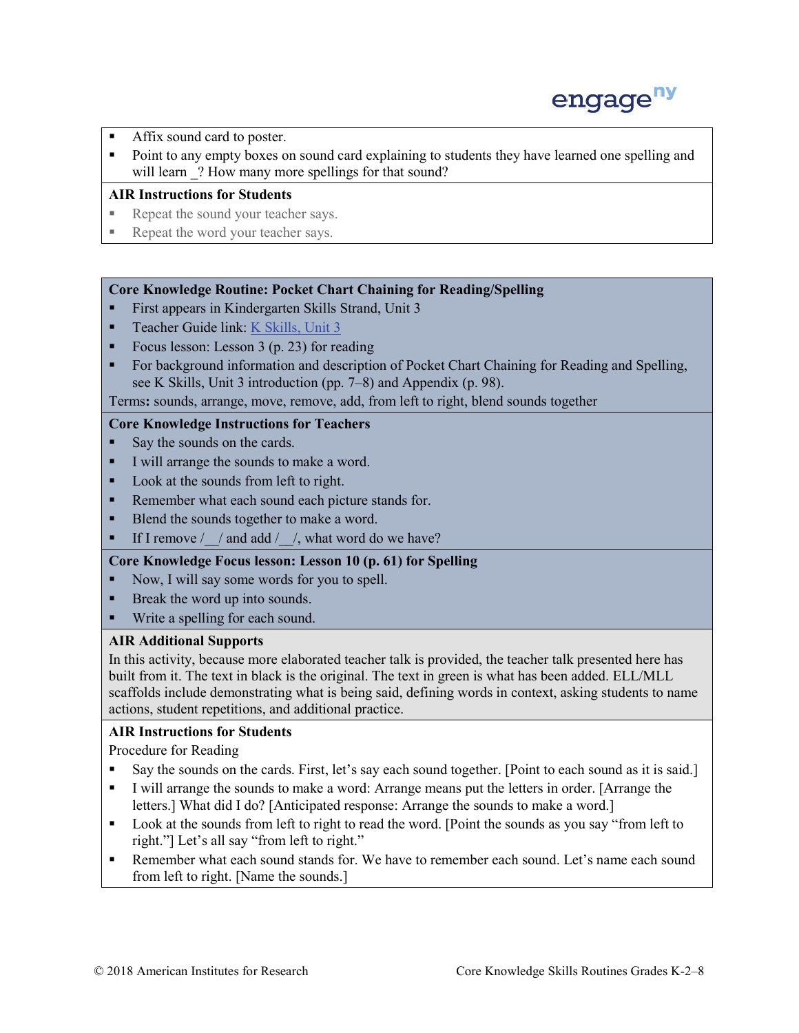- Affix sound card to poster.
- Point to any empty boxes on sound card explaining to students they have learned one spelling and will learn _? How many more spellings for that sound?

**AIR Instructions for Students**

- Repeat the sound your teacher says.
- Repeat the word your teacher says.

**Core Knowledge Routine: Pocket Chart Chaining for Reading/Spelling**

- First appears in Kindergarten Skills Strand, Unit 3
- Teacher Guide link: K Skills, Unit 3
- Focus lesson: Lesson 3 (p. 23) for reading
- For background information and description of Pocket Chart Chaining for Reading and Spelling, see K Skills, Unit 3 introduction (pp. 7–8) and Appendix (p. 98).

Terms**:** sounds, arrange, move, remove, add, from left to right, blend sounds together

**Core Knowledge Instructions for Teachers**

- Say the sounds on the cards.
- I will arrange the sounds to make a word.
- Look at the sounds from left to right.
- Remember what each sound each picture stands for.
- Blend the sounds together to make a word.
- If I remove /__/ and add /__/, what word do we have?

**Core Knowledge Focus lesson: Lesson 10 (p. 61) for Spelling**

- Now, I will say some words for you to spell.
- Break the word up into sounds.
- Write a spelling for each sound.

**AIR Additional Supports**

In this activity, because more elaborated teacher talk is provided, the teacher talk presented here has built from it. The text in black is the original. The text in green is what has been added. ELL/MLL scaffolds include demonstrating what is being said, defining words in context, asking students to name actions, student repetitions, and additional practice.

**AIR Instructions for Students**

Procedure for Reading

- Say the sounds on the cards. First, let's say each sound together. [Point to each sound as it is said.]
- I will arrange the sounds to make a word: Arrange means put the letters in order. [Arrange the letters.] What did I do? [Anticipated response: Arrange the sounds to make a word.]
- Look at the sounds from left to right to read the word. [Point the sounds as you say "from left to right."] Let's all say "from left to right."
- Remember what each sound stands for. We have to remember each sound. Let's name each sound from left to right. [Name the sounds.]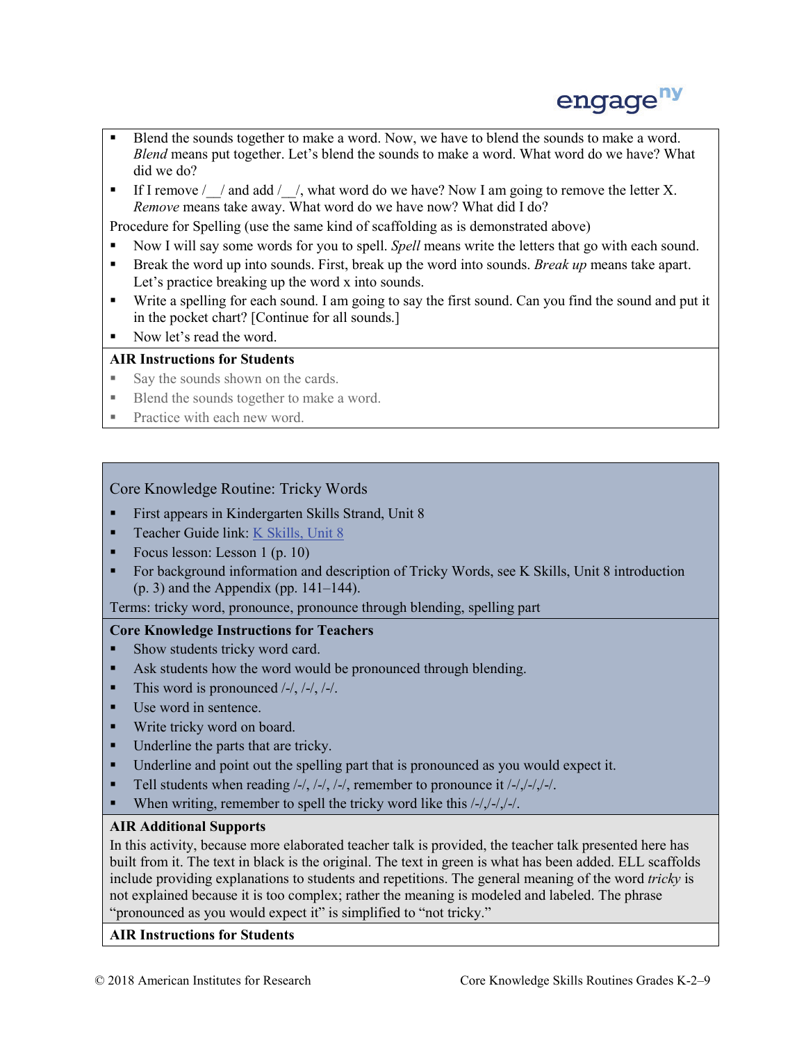- Blend the sounds together to make a word. Now, we have to blend the sounds to make a word. *Blend* means put together. Let's blend the sounds to make a word. What word do we have? What did we do?
- If I remove /__/ and add /__/, what word do we have? Now I am going to remove the letter X. *Remove* means take away. What word do we have now? What did I do?

Procedure for Spelling (use the same kind of scaffolding as is demonstrated above)

- Now I will say some words for you to spell. *Spell* means write the letters that go with each sound.
- Break the word up into sounds. First, break up the word into sounds. *Break up* means take apart. Let's practice breaking up the word x into sounds.
- Write a spelling for each sound. I am going to say the first sound. Can you find the sound and put it in the pocket chart? [Continue for all sounds.]
- Now let's read the word.

**AIR Instructions for Students**

- Say the sounds shown on the cards.
- Blend the sounds together to make a word.
- Practice with each new word.

Core Knowledge Routine: Tricky Words

- First appears in Kindergarten Skills Strand, Unit 8
- Teacher Guide link: K Skills, Unit 8
- Focus lesson: Lesson 1 (p. 10)
- For background information and description of Tricky Words, see K Skills, Unit 8 introduction (p. 3) and the Appendix (pp. 141–144).

Terms: tricky word, pronounce, pronounce through blending, spelling part

**Core Knowledge Instructions for Teachers**

- Show students tricky word card.
- Ask students how the word would be pronounced through blending.
- This word is pronounced /-/, /-/, /-/.
- Use word in sentence.
- Write tricky word on board.
- Underline the parts that are tricky.
- Underline and point out the spelling part that is pronounced as you would expect it.
- Tell students when reading /-/, /-/, /-/, remember to pronounce it /-/,/-/,/-/.
- When writing, remember to spell the tricky word like this /-/,/-/,/-/.

**AIR Additional Supports**

In this activity, because more elaborated teacher talk is provided, the teacher talk presented here has built from it. The text in black is the original. The text in green is what has been added. ELL scaffolds include providing explanations to students and repetitions. The general meaning of the word *tricky* is not explained because it is too complex; rather the meaning is modeled and labeled. The phrase "pronounced as you would expect it" is simplified to "not tricky."

**AIR Instructions for Students**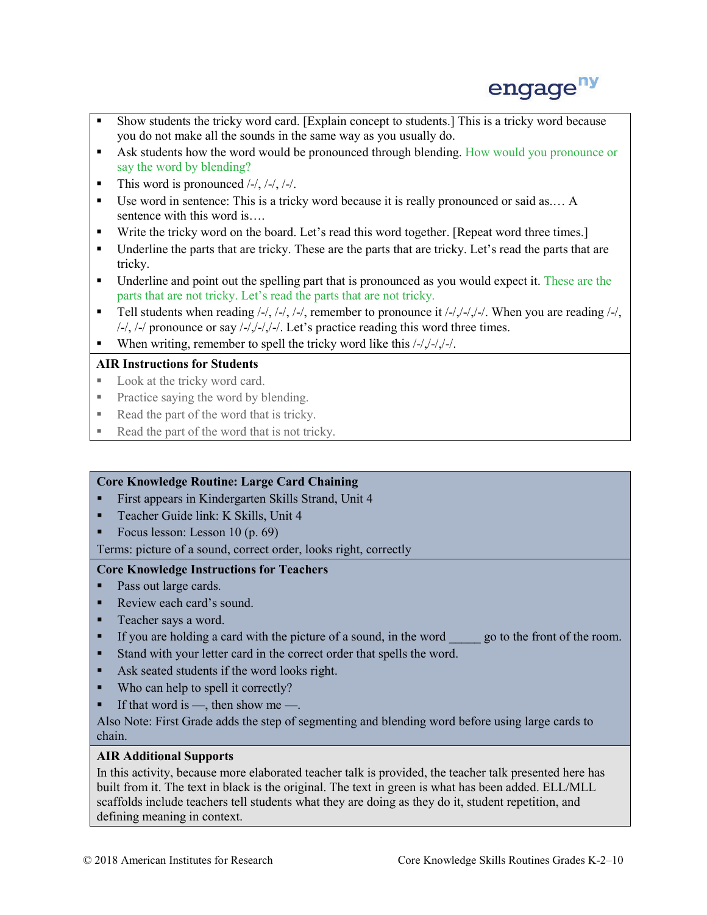- Show students the tricky word card. [Explain concept to students.] This is a tricky word because you do not make all the sounds in the same way as you usually do.
- Ask students how the word would be pronounced through blending. How would you pronounce or say the word by blending?
- This word is pronounced /-/, /-/, /-/.
- Use word in sentence: This is a tricky word because it is really pronounced or said as.… A sentence with this word is.…
- Write the tricky word on the board. Let's read this word together. [Repeat word three times.]
- Underline the parts that are tricky. These are the parts that are tricky. Let's read the parts that are tricky.
- Underline and point out the spelling part that is pronounced as you would expect it. These are the parts that are not tricky. Let's read the parts that are not tricky.
- Tell students when reading /-/, /-/, /-/, remember to pronounce it /-/,/-/,/-/. When you are reading /-/, /-/, /-/ pronounce or say /-/,/-/,/-/. Let's practice reading this word three times.
- When writing, remember to spell the tricky word like this /-/,/-/,/-/.

**AIR Instructions for Students**

- Look at the tricky word card.
- Practice saying the word by blending.
- Read the part of the word that is tricky.
- Read the part of the word that is not tricky.

**Core Knowledge Routine: Large Card Chaining**

- First appears in Kindergarten Skills Strand, Unit 4
- Teacher Guide link: K Skills, Unit 4
- Focus lesson: Lesson 10 (p. 69)

Terms: picture of a sound, correct order, looks right, correctly

**Core Knowledge Instructions for Teachers**

- Pass out large cards.
- Review each card's sound.
- Teacher says a word.
- If you are holding a card with the picture of a sound, in the word _____ go to the front of the room.
- Stand with your letter card in the correct order that spells the word.
- Ask seated students if the word looks right.
- Who can help to spell it correctly?
- If that word is —, then show me —.

Also Note: First Grade adds the step of segmenting and blending word before using large cards to chain.

**AIR Additional Supports**

In this activity, because more elaborated teacher talk is provided, the teacher talk presented here has built from it. The text in black is the original. The text in green is what has been added. ELL/MLL scaffolds include teachers tell students what they are doing as they do it, student repetition, and defining meaning in context.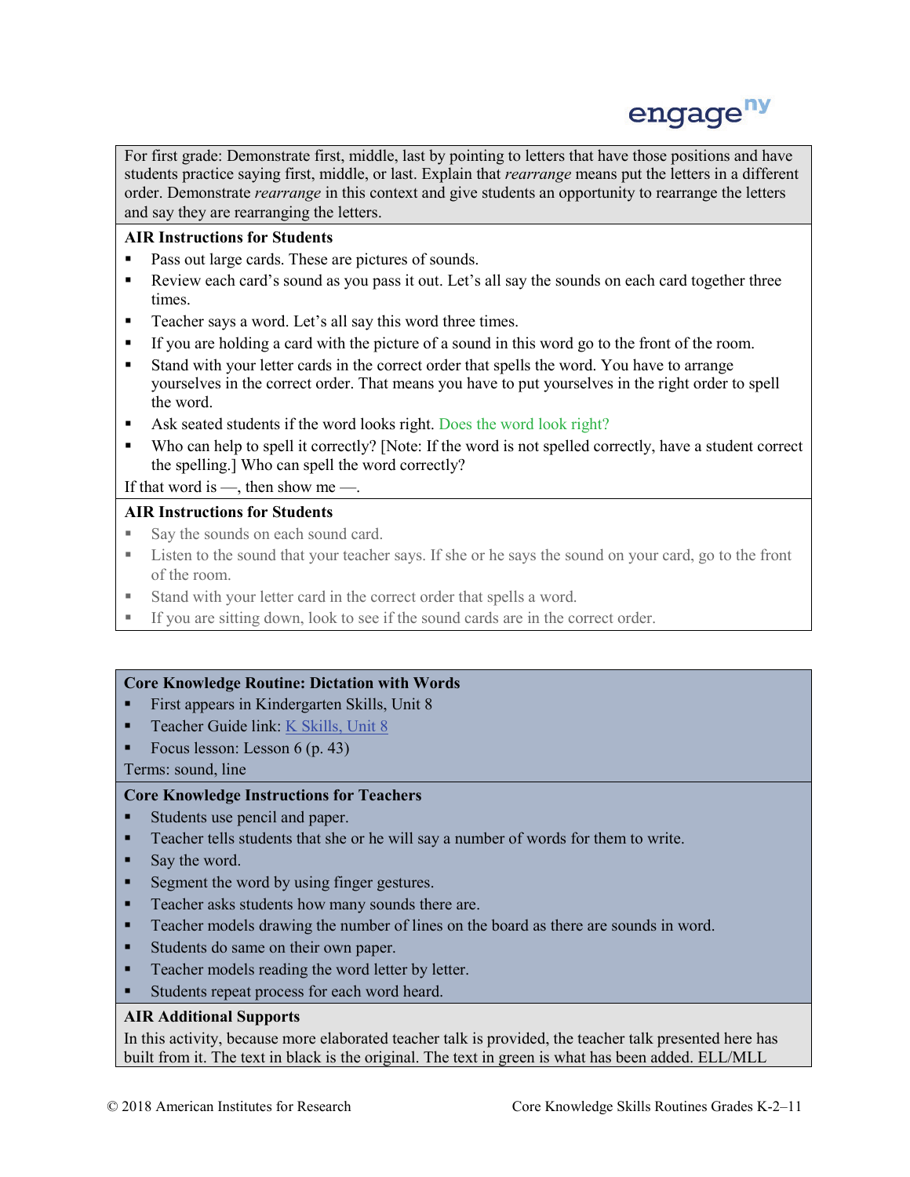For first grade: Demonstrate first, middle, last by pointing to letters that have those positions and have students practice saying first, middle, or last. Explain that *rearrange* means put the letters in a different order. Demonstrate *rearrange* in this context and give students an opportunity to rearrange the letters and say they are rearranging the letters.

**AIR Instructions for Students**

- Pass out large cards. These are pictures of sounds.
- Review each card's sound as you pass it out. Let's all say the sounds on each card together three times.
- Teacher says a word. Let's all say this word three times.
- If you are holding a card with the picture of a sound in this word go to the front of the room.
- Stand with your letter cards in the correct order that spells the word. You have to arrange yourselves in the correct order. That means you have to put yourselves in the right order to spell the word.
- Ask seated students if the word looks right. Does the word look right?
- Who can help to spell it correctly? [Note: If the word is not spelled correctly, have a student correct the spelling.] Who can spell the word correctly?

If that word is —, then show me —.

**AIR Instructions for Students**

- Say the sounds on each sound card.
- Listen to the sound that your teacher says. If she or he says the sound on your card, go to the front of the room.
- Stand with your letter card in the correct order that spells a word.
- If you are sitting down, look to see if the sound cards are in the correct order.

**Core Knowledge Routine: Dictation with Words**

- First appears in Kindergarten Skills, Unit 8
- Teacher Guide link: K Skills, Unit 8
- Focus lesson: Lesson 6 (p. 43)

Terms: sound, line

**Core Knowledge Instructions for Teachers**

- Students use pencil and paper.
- Teacher tells students that she or he will say a number of words for them to write.
- Say the word.
- Segment the word by using finger gestures.
- Teacher asks students how many sounds there are.
- Teacher models drawing the number of lines on the board as there are sounds in word.
- Students do same on their own paper.
- Teacher models reading the word letter by letter.
- Students repeat process for each word heard.

**AIR Additional Supports**

In this activity, because more elaborated teacher talk is provided, the teacher talk presented here has built from it. The text in black is the original. The text in green is what has been added. ELL/MLL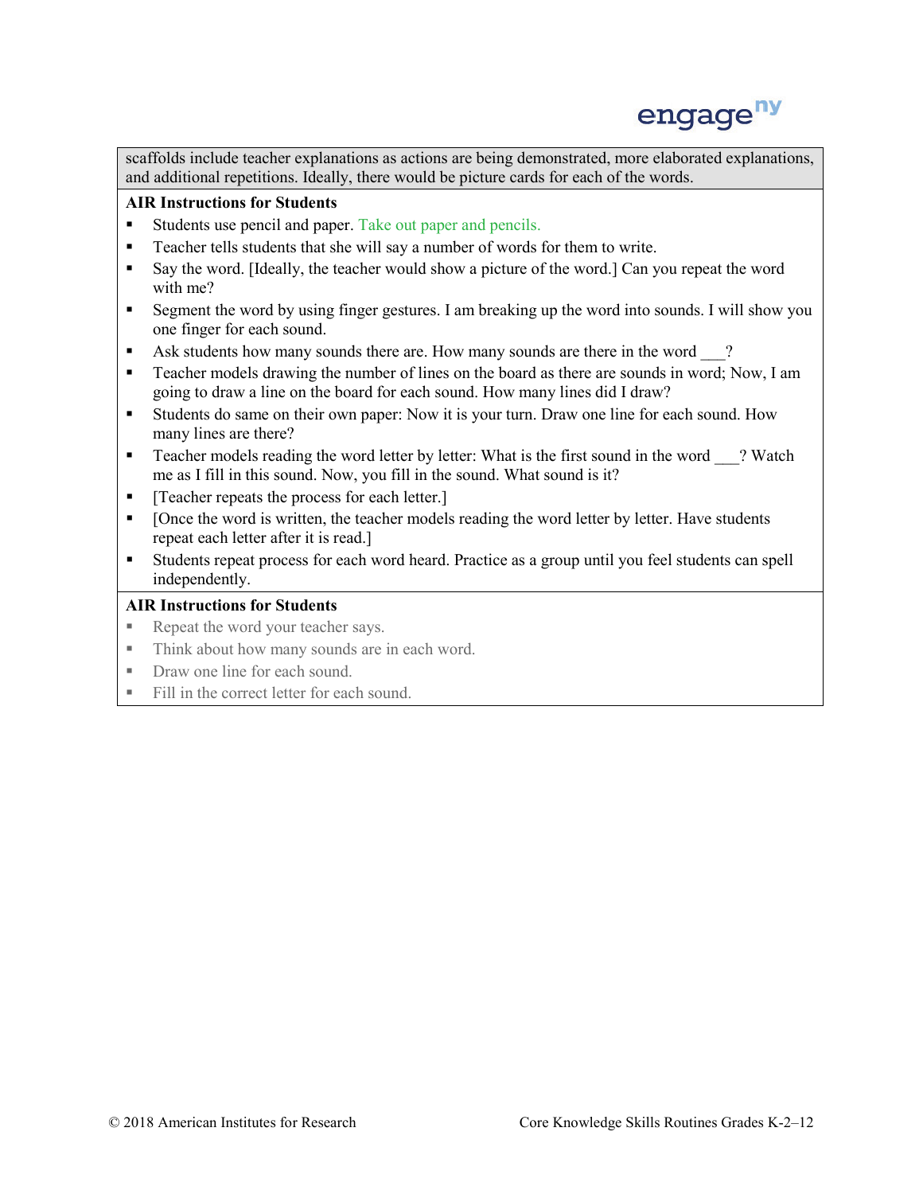scaffolds include teacher explanations as actions are being demonstrated, more elaborated explanations, and additional repetitions. Ideally, there would be picture cards for each of the words.

**AIR Instructions for Students**

- Students use pencil and paper. Take out paper and pencils.
- Teacher tells students that she will say a number of words for them to write.
- Say the word. [Ideally, the teacher would show a picture of the word.] Can you repeat the word with me?
- Segment the word by using finger gestures. I am breaking up the word into sounds. I will show you one finger for each sound.
- Ask students how many sounds there are. How many sounds are there in the word ___?
- Teacher models drawing the number of lines on the board as there are sounds in word; Now, I am going to draw a line on the board for each sound. How many lines did I draw?
- Students do same on their own paper: Now it is your turn. Draw one line for each sound. How many lines are there?
- Teacher models reading the word letter by letter: What is the first sound in the word ___? Watch me as I fill in this sound. Now, you fill in the sound. What sound is it?
- [Teacher repeats the process for each letter.]
- [Once the word is written, the teacher models reading the word letter by letter. Have students repeat each letter after it is read.]
- Students repeat process for each word heard. Practice as a group until you feel students can spell independently.

**AIR Instructions for Students**

- Repeat the word your teacher says.
- Think about how many sounds are in each word.
- Draw one line for each sound.
- Fill in the correct letter for each sound.